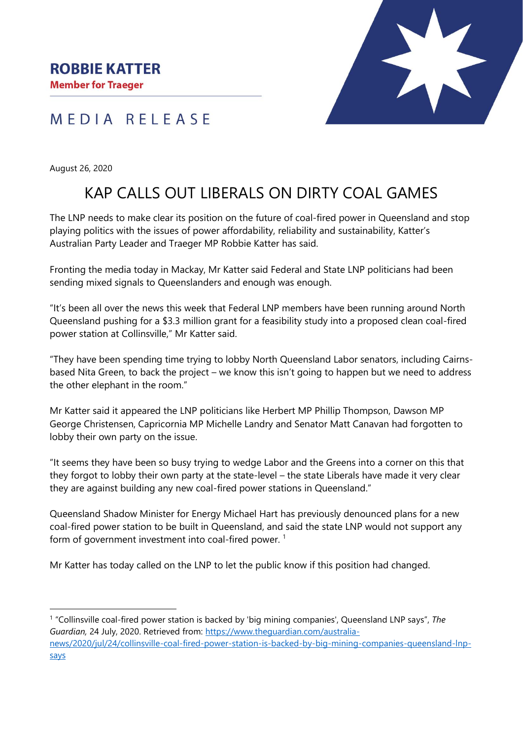**ROBBIE KATTER**
**Member for Traeger**

MEDIA RELEASE

August 26, 2020

# KAP CALLS OUT LIBERALS ON DIRTY COAL GAMES

The LNP needs to make clear its position on the future of coal-fired power in Queensland and stop playing politics with the issues of power affordability, reliability and sustainability, Katter's Australian Party Leader and Traeger MP Robbie Katter has said.

Fronting the media today in Mackay, Mr Katter said Federal and State LNP politicians had been sending mixed signals to Queenslanders and enough was enough.

"It's been all over the news this week that Federal LNP members have been running around North Queensland pushing for a $3.3 million grant for a feasibility study into a proposed clean coal-fired power station at Collinsville," Mr Katter said.

"They have been spending time trying to lobby North Queensland Labor senators, including Cairns-based Nita Green, to back the project – we know this isn't going to happen but we need to address the other elephant in the room."

Mr Katter said it appeared the LNP politicians like Herbert MP Phillip Thompson, Dawson MP George Christensen, Capricornia MP Michelle Landry and Senator Matt Canavan had forgotten to lobby their own party on the issue.

"It seems they have been so busy trying to wedge Labor and the Greens into a corner on this that they forgot to lobby their own party at the state-level – the state Liberals have made it very clear they are against building any new coal-fired power stations in Queensland."

Queensland Shadow Minister for Energy Michael Hart has previously denounced plans for a new coal-fired power station to be built in Queensland, and said the state LNP would not support any form of government investment into coal-fired power. [1]

Mr Katter has today called on the LNP to let the public know if this position had changed.

---

[1] "Collinsville coal-fired power station is backed by 'big mining companies', Queensland LNP says", *The Guardian,* 24 July, 2020. Retrieved from: https://www.theguardian.com/australia-news/2020/jul/24/collinsville-coal-fired-power-station-is-backed-by-big-mining-companies-queensland-lnp-says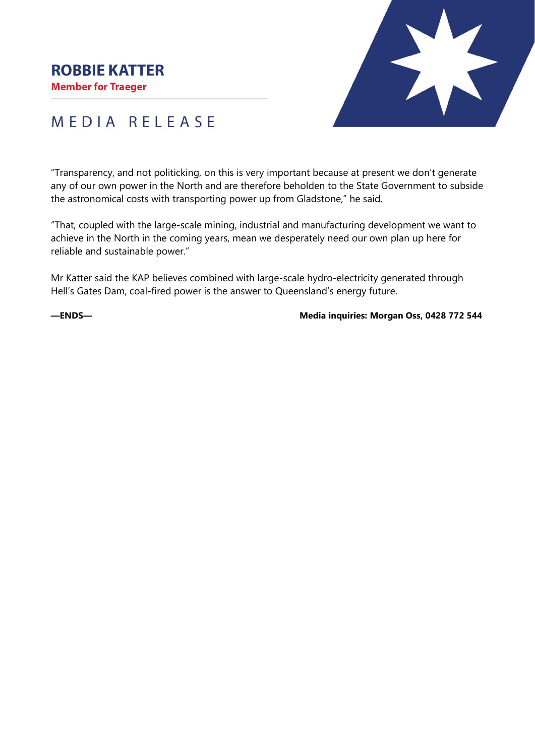**ROBBIE KATTER**

**Member for Traeger**

# MEDIA RELEASE

"Transparency, and not politicking, on this is very important because at present we don't generate any of our own power in the North and are therefore beholden to the State Government to subside the astronomical costs with transporting power up from Gladstone," he said.

"That, coupled with the large-scale mining, industrial and manufacturing development we want to achieve in the North in the coming years, mean we desperately need our own plan up here for reliable and sustainable power."

Mr Katter said the KAP believes combined with large-scale hydro-electricity generated through Hell's Gates Dam, coal-fired power is the answer to Queensland's energy future.

**—ENDS—**

**Media inquiries: Morgan Oss, 0428 772 544**